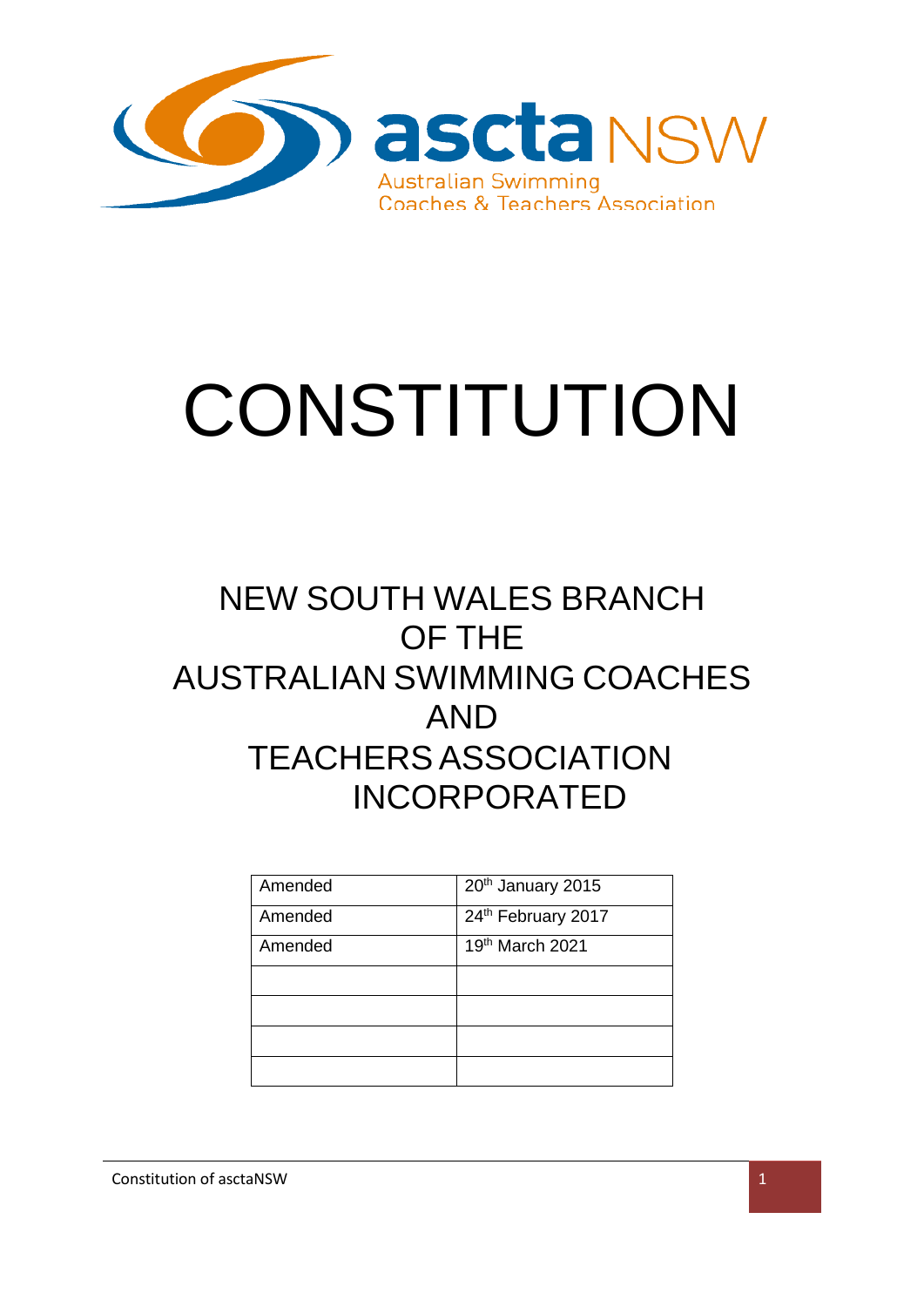ascta NSW

Australian Swimming Coaches & Teachers Association

# CONSTITUTION

## NEW SOUTH WALES BRANCH OF THE AUSTRALIAN SWIMMING COACHES AND TEACHERS ASSOCIATION INCORPORATED

| Amended | 20th January 2015 |
| --- | --- |
| Amended | 24th February 2017 |
| Amended | 19th March 2021 |
| | |
| | |
| | |
| | |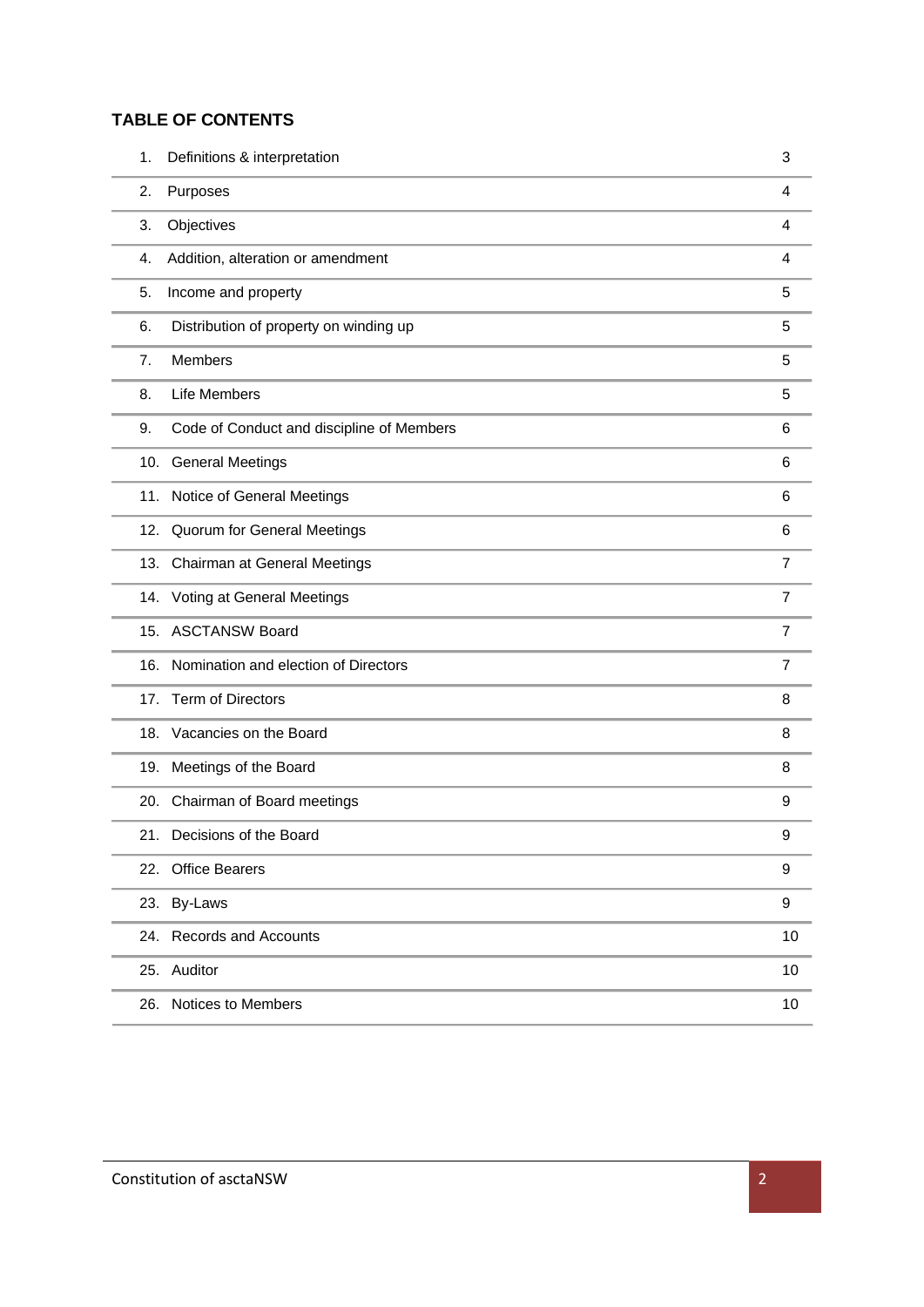**TABLE OF CONTENTS**

| | | |
|---|---|---|
| 1. | Definitions & interpretation | 3 |
| 2. | Purposes | 4 |
| 3. | Objectives | 4 |
| 4. | Addition, alteration or amendment | 4 |
| 5. | Income and property | 5 |
| 6. | Distribution of property on winding up | 5 |
| 7. | Members | 5 |
| 8. | Life Members | 5 |
| 9. | Code of Conduct and discipline of Members | 6 |
| 10. | General Meetings | 6 |
| 11. | Notice of General Meetings | 6 |
| 12. | Quorum for General Meetings | 6 |
| 13. | Chairman at General Meetings | 7 |
| 14. | Voting at General Meetings | 7 |
| 15. | ASCTANSW Board | 7 |
| 16. | Nomination and election of Directors | 7 |
| 17. | Term of Directors | 8 |
| 18. | Vacancies on the Board | 8 |
| 19. | Meetings of the Board | 8 |
| 20. | Chairman of Board meetings | 9 |
| 21. | Decisions of the Board | 9 |
| 22. | Office Bearers | 9 |
| 23. | By-Laws | 9 |
| 24. | Records and Accounts | 10 |
| 25. | Auditor | 10 |
| 26. | Notices to Members | 10 |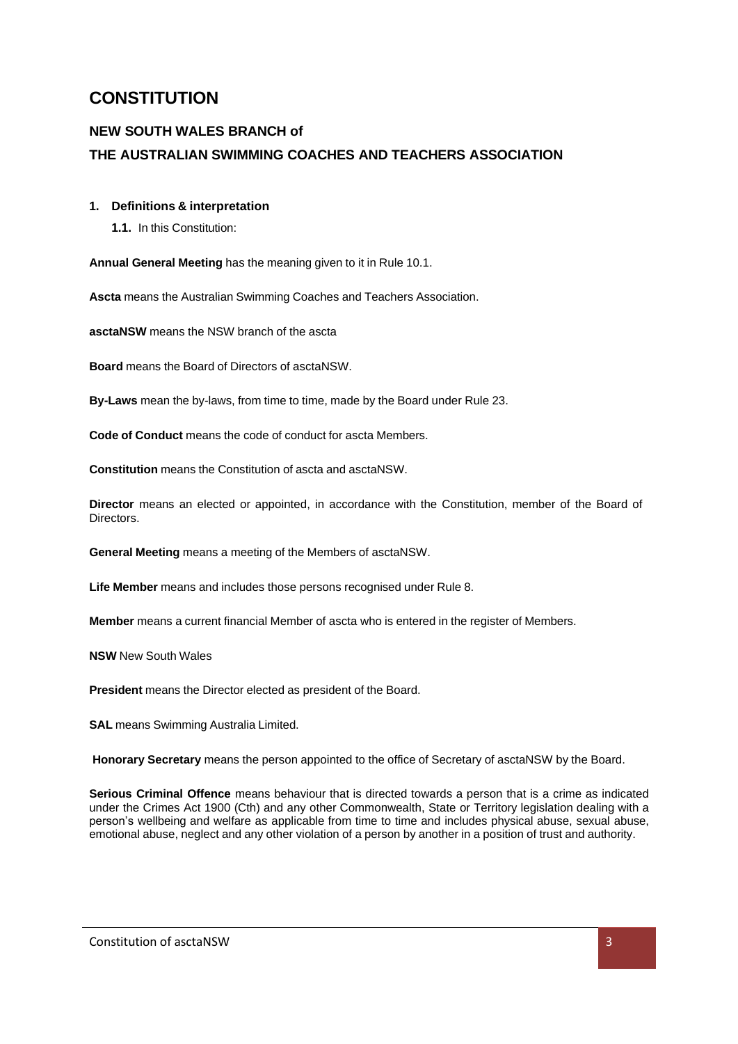# CONSTITUTION

## NEW SOUTH WALES BRANCH of

## THE AUSTRALIAN SWIMMING COACHES AND TEACHERS ASSOCIATION

### 1. Definitions & interpretation

**1.1.** In this Constitution:

**Annual General Meeting** has the meaning given to it in Rule 10.1.

**Ascta** means the Australian Swimming Coaches and Teachers Association.

**asctaNSW** means the NSW branch of the ascta

**Board** means the Board of Directors of asctaNSW.

**By-Laws** mean the by-laws, from time to time, made by the Board under Rule 23.

**Code of Conduct** means the code of conduct for ascta Members.

**Constitution** means the Constitution of ascta and asctaNSW.

**Director** means an elected or appointed, in accordance with the Constitution, member of the Board of Directors.

**General Meeting** means a meeting of the Members of asctaNSW.

**Life Member** means and includes those persons recognised under Rule 8.

**Member** means a current financial Member of ascta who is entered in the register of Members.

**NSW** New South Wales

**President** means the Director elected as president of the Board.

**SAL** means Swimming Australia Limited.

**Honorary Secretary** means the person appointed to the office of Secretary of asctaNSW by the Board.

**Serious Criminal Offence** means behaviour that is directed towards a person that is a crime as indicated under the Crimes Act 1900 (Cth) and any other Commonwealth, State or Territory legislation dealing with a person's wellbeing and welfare as applicable from time to time and includes physical abuse, sexual abuse, emotional abuse, neglect and any other violation of a person by another in a position of trust and authority.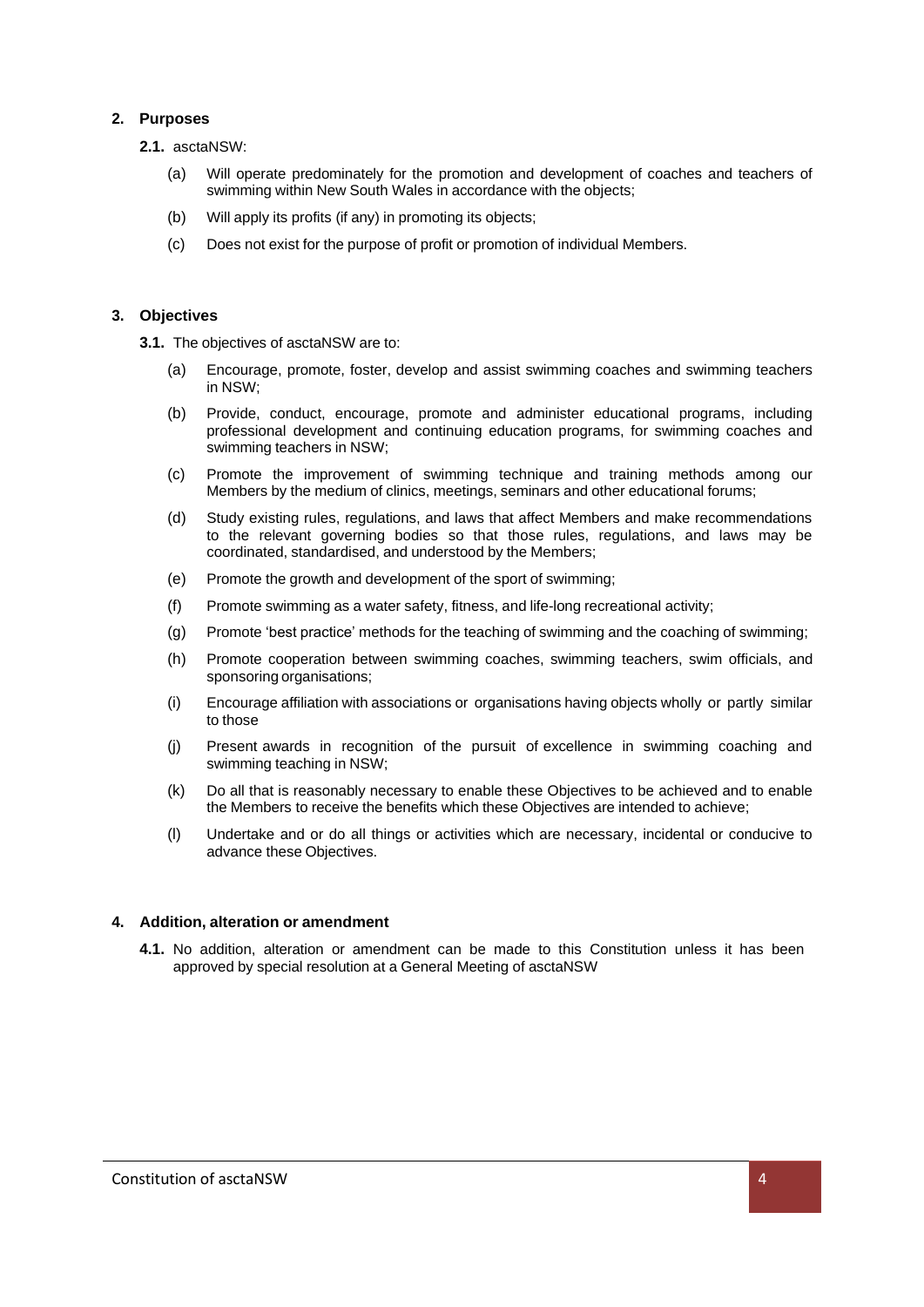## 2. Purposes

**2.1.** asctaNSW:

(a) Will operate predominately for the promotion and development of coaches and teachers of swimming within New South Wales in accordance with the objects;

(b) Will apply its profits (if any) in promoting its objects;

(c) Does not exist for the purpose of profit or promotion of individual Members.

## 3. Objectives

**3.1.** The objectives of asctaNSW are to:

(a) Encourage, promote, foster, develop and assist swimming coaches and swimming teachers in NSW;

(b) Provide, conduct, encourage, promote and administer educational programs, including professional development and continuing education programs, for swimming coaches and swimming teachers in NSW;

(c) Promote the improvement of swimming technique and training methods among our Members by the medium of clinics, meetings, seminars and other educational forums;

(d) Study existing rules, regulations, and laws that affect Members and make recommendations to the relevant governing bodies so that those rules, regulations, and laws may be coordinated, standardised, and understood by the Members;

(e) Promote the growth and development of the sport of swimming;

(f) Promote swimming as a water safety, fitness, and life-long recreational activity;

(g) Promote 'best practice' methods for the teaching of swimming and the coaching of swimming;

(h) Promote cooperation between swimming coaches, swimming teachers, swim officials, and sponsoring organisations;

(i) Encourage affiliation with associations or organisations having objects wholly or partly similar to those

(j) Present awards in recognition of the pursuit of excellence in swimming coaching and swimming teaching in NSW;

(k) Do all that is reasonably necessary to enable these Objectives to be achieved and to enable the Members to receive the benefits which these Objectives are intended to achieve;

(l) Undertake and or do all things or activities which are necessary, incidental or conducive to advance these Objectives.

## 4. Addition, alteration or amendment

**4.1.** No addition, alteration or amendment can be made to this Constitution unless it has been approved by special resolution at a General Meeting of asctaNSW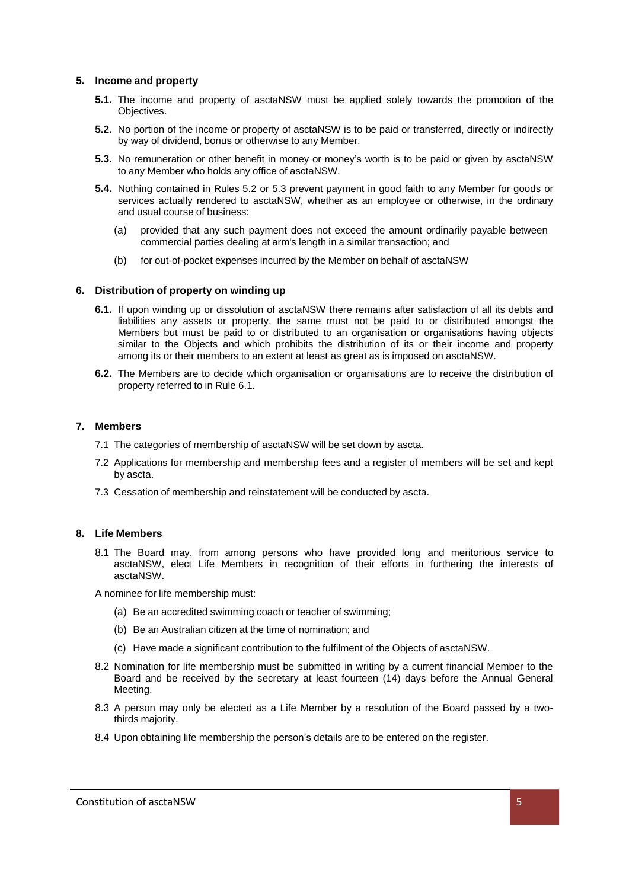## 5. Income and property

**5.1.** The income and property of asctaNSW must be applied solely towards the promotion of the Objectives.

**5.2.** No portion of the income or property of asctaNSW is to be paid or transferred, directly or indirectly by way of dividend, bonus or otherwise to any Member.

**5.3.** No remuneration or other benefit in money or money's worth is to be paid or given by asctaNSW to any Member who holds any office of asctaNSW.

**5.4.** Nothing contained in Rules 5.2 or 5.3 prevent payment in good faith to any Member for goods or services actually rendered to asctaNSW, whether as an employee or otherwise, in the ordinary and usual course of business:

(a) provided that any such payment does not exceed the amount ordinarily payable between commercial parties dealing at arm's length in a similar transaction; and

(b) for out-of-pocket expenses incurred by the Member on behalf of asctaNSW

## 6. Distribution of property on winding up

**6.1.** If upon winding up or dissolution of asctaNSW there remains after satisfaction of all its debts and liabilities any assets or property, the same must not be paid to or distributed amongst the Members but must be paid to or distributed to an organisation or organisations having objects similar to the Objects and which prohibits the distribution of its or their income and property among its or their members to an extent at least as great as is imposed on asctaNSW.

**6.2.** The Members are to decide which organisation or organisations are to receive the distribution of property referred to in Rule 6.1.

## 7. Members

7.1 The categories of membership of asctaNSW will be set down by ascta.

7.2 Applications for membership and membership fees and a register of members will be set and kept by ascta.

7.3 Cessation of membership and reinstatement will be conducted by ascta.

## 8. Life Members

8.1 The Board may, from among persons who have provided long and meritorious service to asctaNSW, elect Life Members in recognition of their efforts in furthering the interests of asctaNSW.

A nominee for life membership must:

(a) Be an accredited swimming coach or teacher of swimming;

(b) Be an Australian citizen at the time of nomination; and

(c) Have made a significant contribution to the fulfilment of the Objects of asctaNSW.

8.2 Nomination for life membership must be submitted in writing by a current financial Member to the Board and be received by the secretary at least fourteen (14) days before the Annual General Meeting.

8.3 A person may only be elected as a Life Member by a resolution of the Board passed by a two-thirds majority.

8.4 Upon obtaining life membership the person's details are to be entered on the register.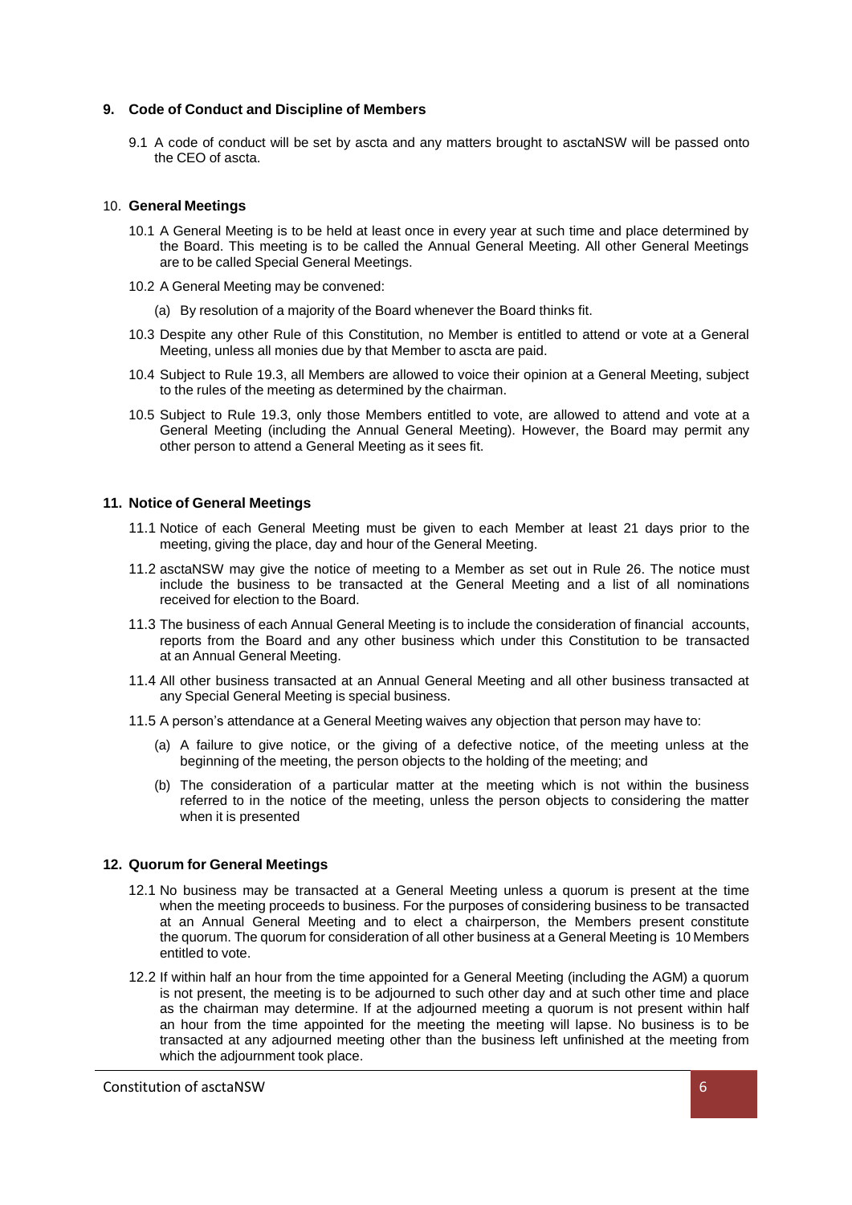## 9. Code of Conduct and Discipline of Members

9.1 A code of conduct will be set by ascta and any matters brought to asctaNSW will be passed onto the CEO of ascta.

## 10. General Meetings

10.1 A General Meeting is to be held at least once in every year at such time and place determined by the Board. This meeting is to be called the Annual General Meeting. All other General Meetings are to be called Special General Meetings.

10.2 A General Meeting may be convened:

(a) By resolution of a majority of the Board whenever the Board thinks fit.

10.3 Despite any other Rule of this Constitution, no Member is entitled to attend or vote at a General Meeting, unless all monies due by that Member to ascta are paid.

10.4 Subject to Rule 19.3, all Members are allowed to voice their opinion at a General Meeting, subject to the rules of the meeting as determined by the chairman.

10.5 Subject to Rule 19.3, only those Members entitled to vote, are allowed to attend and vote at a General Meeting (including the Annual General Meeting). However, the Board may permit any other person to attend a General Meeting as it sees fit.

## 11. Notice of General Meetings

11.1 Notice of each General Meeting must be given to each Member at least 21 days prior to the meeting, giving the place, day and hour of the General Meeting.

11.2 asctaNSW may give the notice of meeting to a Member as set out in Rule 26. The notice must include the business to be transacted at the General Meeting and a list of all nominations received for election to the Board.

11.3 The business of each Annual General Meeting is to include the consideration of financial accounts, reports from the Board and any other business which under this Constitution to be transacted at an Annual General Meeting.

11.4 All other business transacted at an Annual General Meeting and all other business transacted at any Special General Meeting is special business.

11.5 A person's attendance at a General Meeting waives any objection that person may have to:

(a) A failure to give notice, or the giving of a defective notice, of the meeting unless at the beginning of the meeting, the person objects to the holding of the meeting; and

(b) The consideration of a particular matter at the meeting which is not within the business referred to in the notice of the meeting, unless the person objects to considering the matter when it is presented

## 12. Quorum for General Meetings

12.1 No business may be transacted at a General Meeting unless a quorum is present at the time when the meeting proceeds to business. For the purposes of considering business to be transacted at an Annual General Meeting and to elect a chairperson, the Members present constitute the quorum. The quorum for consideration of all other business at a General Meeting is 10 Members entitled to vote.

12.2 If within half an hour from the time appointed for a General Meeting (including the AGM) a quorum is not present, the meeting is to be adjourned to such other day and at such other time and place as the chairman may determine. If at the adjourned meeting a quorum is not present within half an hour from the time appointed for the meeting the meeting will lapse. No business is to be transacted at any adjourned meeting other than the business left unfinished at the meeting from which the adjournment took place.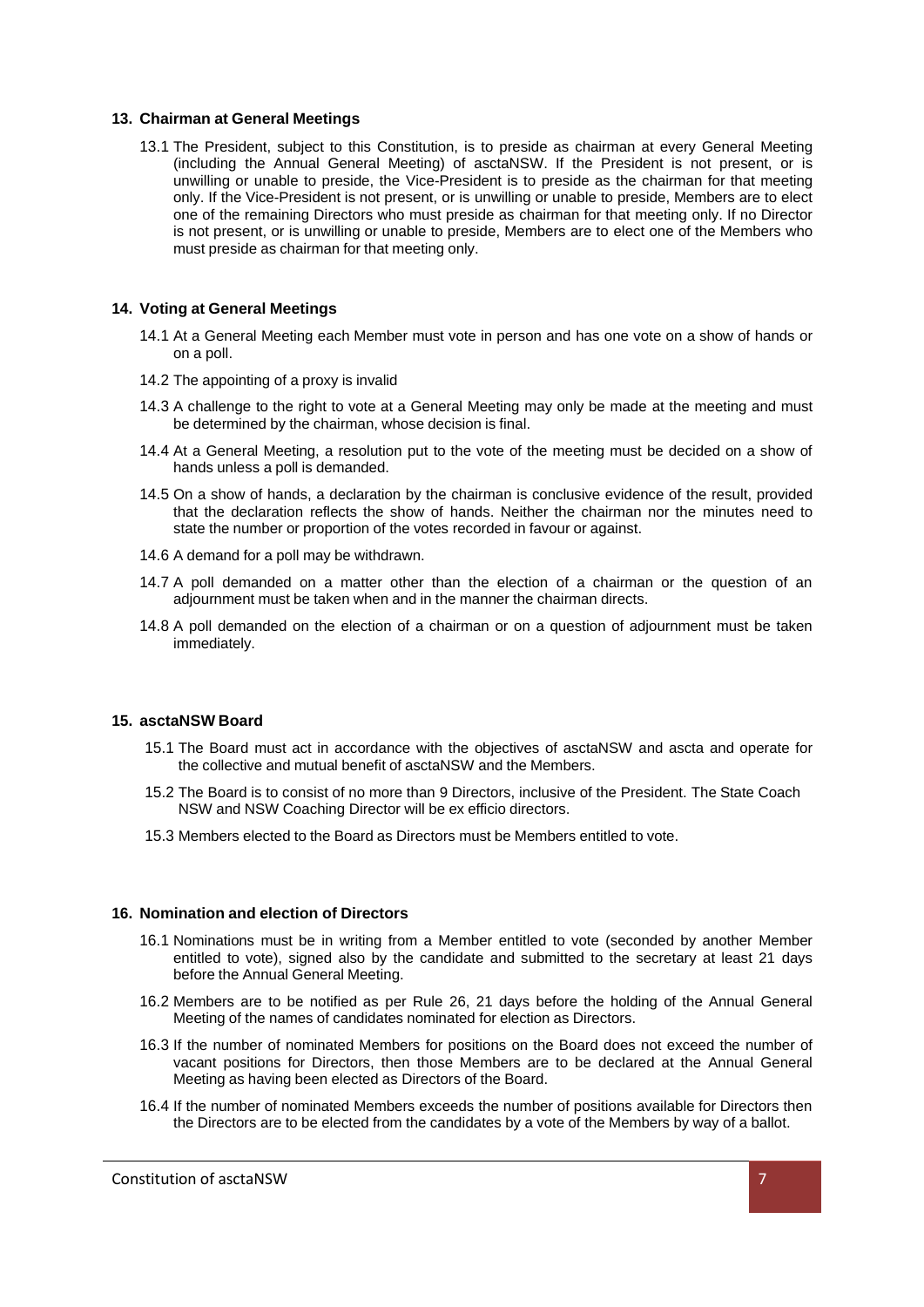## 13. Chairman at General Meetings

13.1 The President, subject to this Constitution, is to preside as chairman at every General Meeting (including the Annual General Meeting) of asctaNSW. If the President is not present, or is unwilling or unable to preside, the Vice-President is to preside as the chairman for that meeting only. If the Vice-President is not present, or is unwilling or unable to preside, Members are to elect one of the remaining Directors who must preside as chairman for that meeting only. If no Director is not present, or is unwilling or unable to preside, Members are to elect one of the Members who must preside as chairman for that meeting only.

## 14. Voting at General Meetings

14.1 At a General Meeting each Member must vote in person and has one vote on a show of hands or on a poll.

14.2 The appointing of a proxy is invalid

14.3 A challenge to the right to vote at a General Meeting may only be made at the meeting and must be determined by the chairman, whose decision is final.

14.4 At a General Meeting, a resolution put to the vote of the meeting must be decided on a show of hands unless a poll is demanded.

14.5 On a show of hands, a declaration by the chairman is conclusive evidence of the result, provided that the declaration reflects the show of hands. Neither the chairman nor the minutes need to state the number or proportion of the votes recorded in favour or against.

14.6 A demand for a poll may be withdrawn.

14.7 A poll demanded on a matter other than the election of a chairman or the question of an adjournment must be taken when and in the manner the chairman directs.

14.8 A poll demanded on the election of a chairman or on a question of adjournment must be taken immediately.

## 15. asctaNSW Board

15.1 The Board must act in accordance with the objectives of asctaNSW and ascta and operate for the collective and mutual benefit of asctaNSW and the Members.

15.2 The Board is to consist of no more than 9 Directors, inclusive of the President. The State Coach NSW and NSW Coaching Director will be ex efficio directors.

15.3 Members elected to the Board as Directors must be Members entitled to vote.

## 16. Nomination and election of Directors

16.1 Nominations must be in writing from a Member entitled to vote (seconded by another Member entitled to vote), signed also by the candidate and submitted to the secretary at least 21 days before the Annual General Meeting.

16.2 Members are to be notified as per Rule 26, 21 days before the holding of the Annual General Meeting of the names of candidates nominated for election as Directors.

16.3 If the number of nominated Members for positions on the Board does not exceed the number of vacant positions for Directors, then those Members are to be declared at the Annual General Meeting as having been elected as Directors of the Board.

16.4 If the number of nominated Members exceeds the number of positions available for Directors then the Directors are to be elected from the candidates by a vote of the Members by way of a ballot.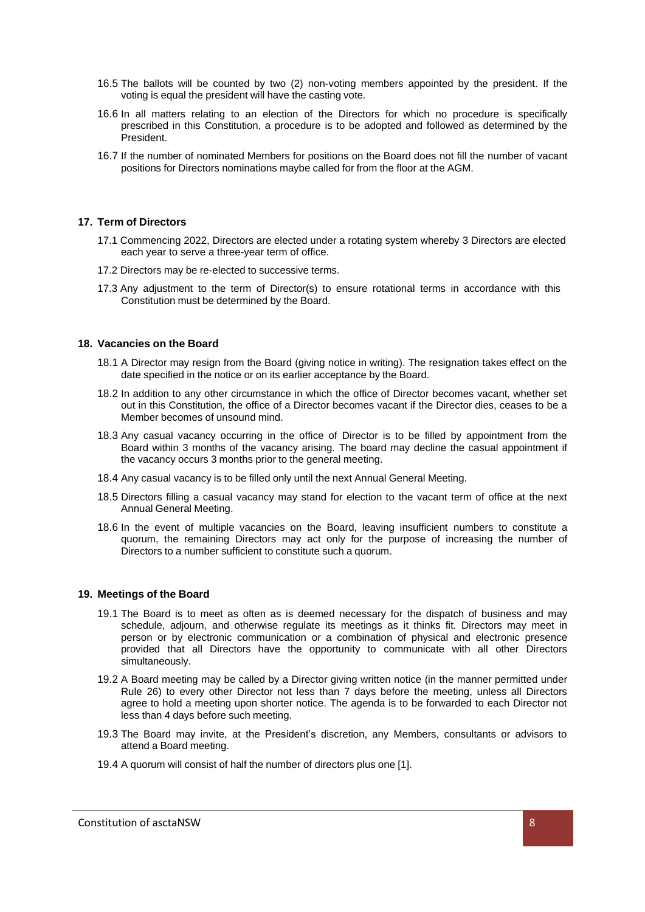16.5 The ballots will be counted by two (2) non-voting members appointed by the president. If the voting is equal the president will have the casting vote.

16.6 In all matters relating to an election of the Directors for which no procedure is specifically prescribed in this Constitution, a procedure is to be adopted and followed as determined by the President.

16.7 If the number of nominated Members for positions on the Board does not fill the number of vacant positions for Directors nominations maybe called for from the floor at the AGM.

## 17. Term of Directors

17.1 Commencing 2022, Directors are elected under a rotating system whereby 3 Directors are elected each year to serve a three-year term of office.

17.2 Directors may be re-elected to successive terms.

17.3 Any adjustment to the term of Director(s) to ensure rotational terms in accordance with this Constitution must be determined by the Board.

## 18. Vacancies on the Board

18.1 A Director may resign from the Board (giving notice in writing). The resignation takes effect on the date specified in the notice or on its earlier acceptance by the Board.

18.2 In addition to any other circumstance in which the office of Director becomes vacant, whether set out in this Constitution, the office of a Director becomes vacant if the Director dies, ceases to be a Member becomes of unsound mind.

18.3 Any casual vacancy occurring in the office of Director is to be filled by appointment from the Board within 3 months of the vacancy arising. The board may decline the casual appointment if the vacancy occurs 3 months prior to the general meeting.

18.4 Any casual vacancy is to be filled only until the next Annual General Meeting.

18.5 Directors filling a casual vacancy may stand for election to the vacant term of office at the next Annual General Meeting.

18.6 In the event of multiple vacancies on the Board, leaving insufficient numbers to constitute a quorum, the remaining Directors may act only for the purpose of increasing the number of Directors to a number sufficient to constitute such a quorum.

## 19. Meetings of the Board

19.1 The Board is to meet as often as is deemed necessary for the dispatch of business and may schedule, adjourn, and otherwise regulate its meetings as it thinks fit. Directors may meet in person or by electronic communication or a combination of physical and electronic presence provided that all Directors have the opportunity to communicate with all other Directors simultaneously.

19.2 A Board meeting may be called by a Director giving written notice (in the manner permitted under Rule 26) to every other Director not less than 7 days before the meeting, unless all Directors agree to hold a meeting upon shorter notice. The agenda is to be forwarded to each Director not less than 4 days before such meeting.

19.3 The Board may invite, at the President's discretion, any Members, consultants or advisors to attend a Board meeting.

19.4 A quorum will consist of half the number of directors plus one [1].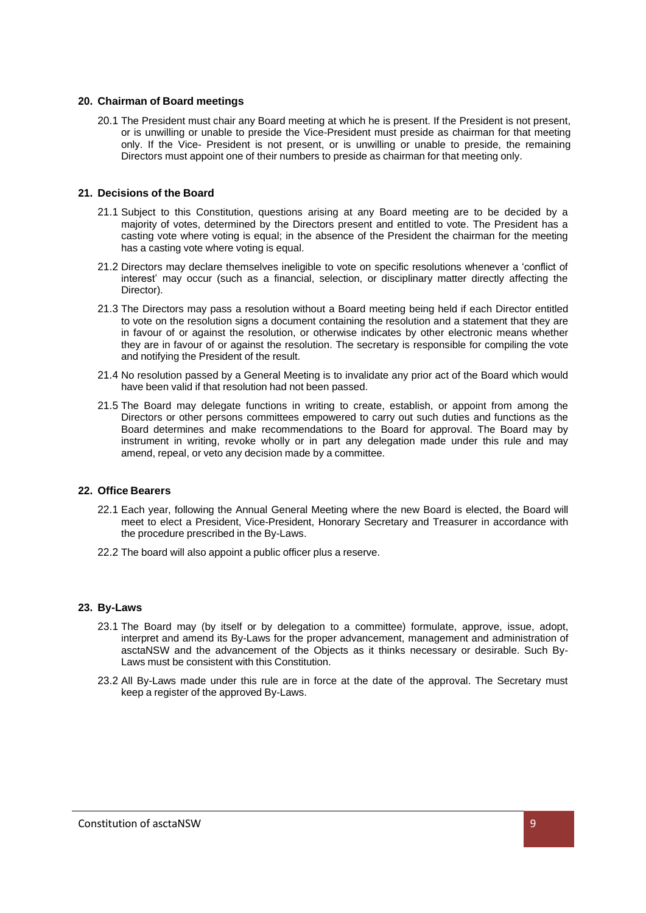## 20. Chairman of Board meetings

20.1 The President must chair any Board meeting at which he is present. If the President is not present, or is unwilling or unable to preside the Vice-President must preside as chairman for that meeting only. If the Vice- President is not present, or is unwilling or unable to preside, the remaining Directors must appoint one of their numbers to preside as chairman for that meeting only.

## 21. Decisions of the Board

21.1 Subject to this Constitution, questions arising at any Board meeting are to be decided by a majority of votes, determined by the Directors present and entitled to vote. The President has a casting vote where voting is equal; in the absence of the President the chairman for the meeting has a casting vote where voting is equal.

21.2 Directors may declare themselves ineligible to vote on specific resolutions whenever a 'conflict of interest' may occur (such as a financial, selection, or disciplinary matter directly affecting the Director).

21.3 The Directors may pass a resolution without a Board meeting being held if each Director entitled to vote on the resolution signs a document containing the resolution and a statement that they are in favour of or against the resolution, or otherwise indicates by other electronic means whether they are in favour of or against the resolution. The secretary is responsible for compiling the vote and notifying the President of the result.

21.4 No resolution passed by a General Meeting is to invalidate any prior act of the Board which would have been valid if that resolution had not been passed.

21.5 The Board may delegate functions in writing to create, establish, or appoint from among the Directors or other persons committees empowered to carry out such duties and functions as the Board determines and make recommendations to the Board for approval. The Board may by instrument in writing, revoke wholly or in part any delegation made under this rule and may amend, repeal, or veto any decision made by a committee.

## 22. Office Bearers

22.1 Each year, following the Annual General Meeting where the new Board is elected, the Board will meet to elect a President, Vice-President, Honorary Secretary and Treasurer in accordance with the procedure prescribed in the By-Laws.

22.2 The board will also appoint a public officer plus a reserve.

## 23. By-Laws

23.1 The Board may (by itself or by delegation to a committee) formulate, approve, issue, adopt, interpret and amend its By-Laws for the proper advancement, management and administration of asctaNSW and the advancement of the Objects as it thinks necessary or desirable. Such By-Laws must be consistent with this Constitution.

23.2 All By-Laws made under this rule are in force at the date of the approval. The Secretary must keep a register of the approved By-Laws.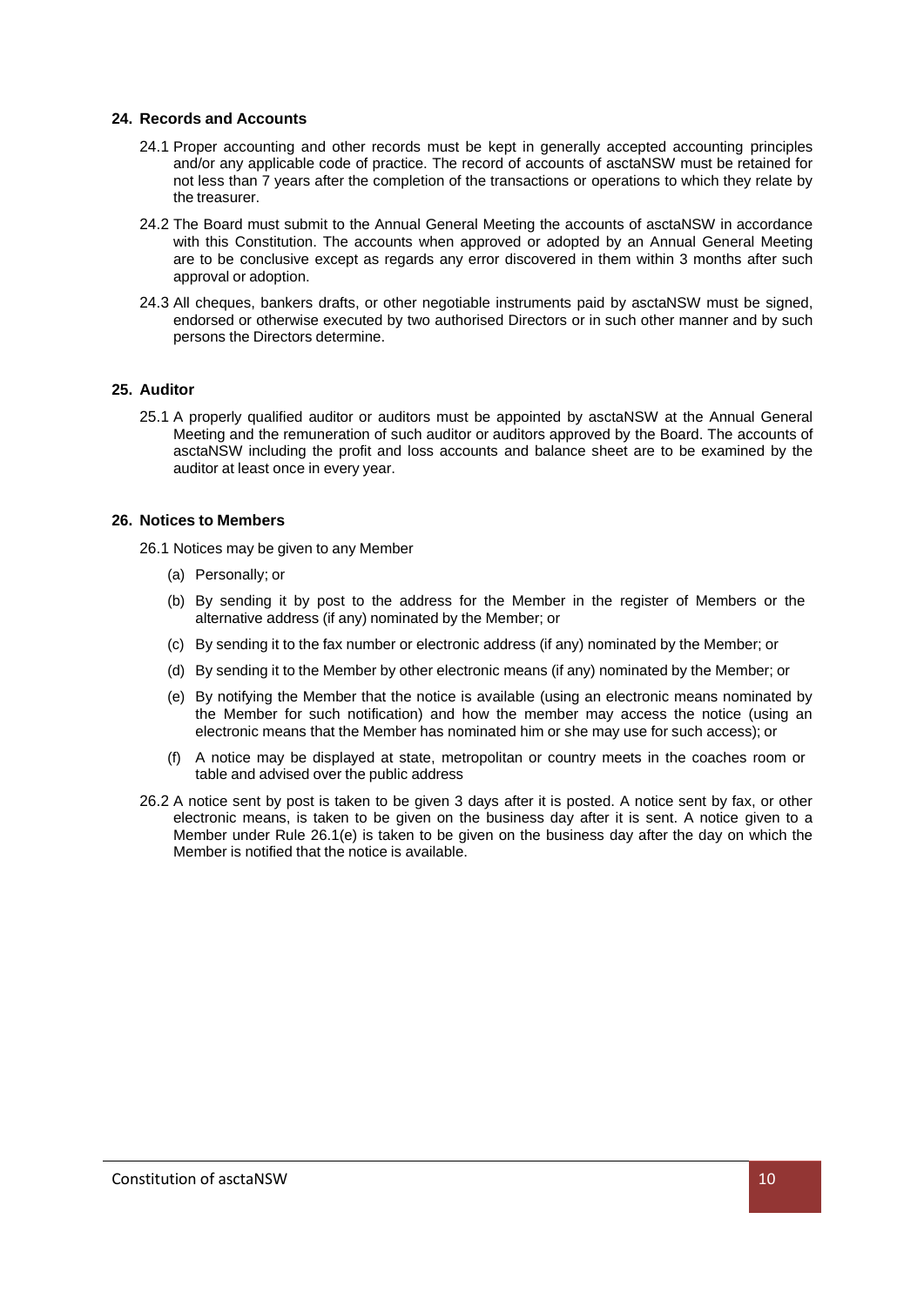## 24. Records and Accounts

24.1 Proper accounting and other records must be kept in generally accepted accounting principles and/or any applicable code of practice. The record of accounts of asctaNSW must be retained for not less than 7 years after the completion of the transactions or operations to which they relate by the treasurer.

24.2 The Board must submit to the Annual General Meeting the accounts of asctaNSW in accordance with this Constitution. The accounts when approved or adopted by an Annual General Meeting are to be conclusive except as regards any error discovered in them within 3 months after such approval or adoption.

24.3 All cheques, bankers drafts, or other negotiable instruments paid by asctaNSW must be signed, endorsed or otherwise executed by two authorised Directors or in such other manner and by such persons the Directors determine.

## 25. Auditor

25.1 A properly qualified auditor or auditors must be appointed by asctaNSW at the Annual General Meeting and the remuneration of such auditor or auditors approved by the Board. The accounts of asctaNSW including the profit and loss accounts and balance sheet are to be examined by the auditor at least once in every year.

## 26. Notices to Members

26.1 Notices may be given to any Member

- (a) Personally; or
- (b) By sending it by post to the address for the Member in the register of Members or the alternative address (if any) nominated by the Member; or
- (c) By sending it to the fax number or electronic address (if any) nominated by the Member; or
- (d) By sending it to the Member by other electronic means (if any) nominated by the Member; or
- (e) By notifying the Member that the notice is available (using an electronic means nominated by the Member for such notification) and how the member may access the notice (using an electronic means that the Member has nominated him or she may use for such access); or
- (f) A notice may be displayed at state, metropolitan or country meets in the coaches room or table and advised over the public address

26.2 A notice sent by post is taken to be given 3 days after it is posted. A notice sent by fax, or other electronic means, is taken to be given on the business day after it is sent. A notice given to a Member under Rule 26.1(e) is taken to be given on the business day after the day on which the Member is notified that the notice is available.